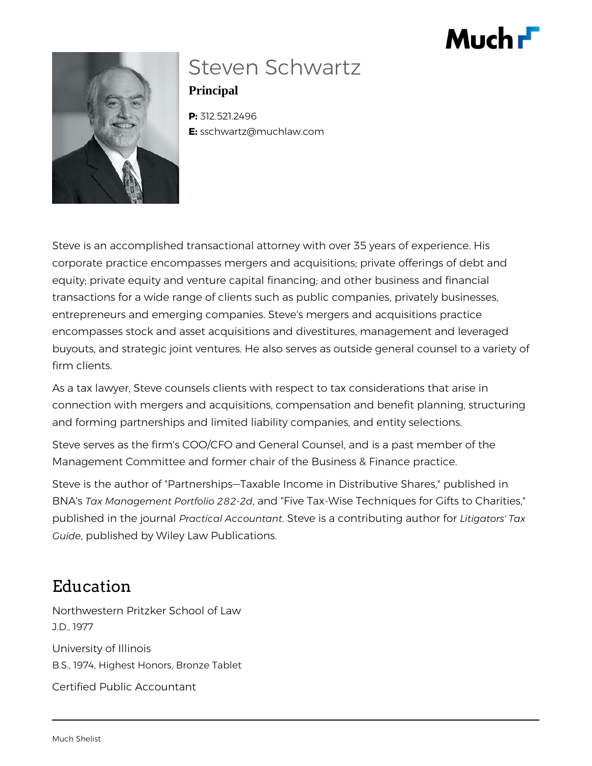# Steven Schwartz

**Principal**

**P:** 312.521.2496
**E:** sschwartz@muchlaw.com

Steve is an accomplished transactional attorney with over 35 years of experience. His corporate practice encompasses mergers and acquisitions; private offerings of debt and equity; private equity and venture capital financing; and other business and financial transactions for a wide range of clients such as public companies, privately businesses, entrepreneurs and emerging companies. Steve's mergers and acquisitions practice encompasses stock and asset acquisitions and divestitures, management and leveraged buyouts, and strategic joint ventures. He also serves as outside general counsel to a variety of firm clients.

As a tax lawyer, Steve counsels clients with respect to tax considerations that arise in connection with mergers and acquisitions, compensation and benefit planning, structuring and forming partnerships and limited liability companies, and entity selections.

Steve serves as the firm's COO/CFO and General Counsel, and is a past member of the Management Committee and former chair of the Business & Finance practice.

Steve is the author of "Partnerships—Taxable Income in Distributive Shares," published in BNA's *Tax Management Portfolio 282-2d*, and "Five Tax-Wise Techniques for Gifts to Charities," published in the journal *Practical Accountant*. Steve is a contributing author for *Litigators' Tax Guide*, published by Wiley Law Publications.

## Education

Northwestern Pritzker School of Law
J.D., 1977

University of Illinois
B.S., 1974, Highest Honors, Bronze Tablet

Certified Public Accountant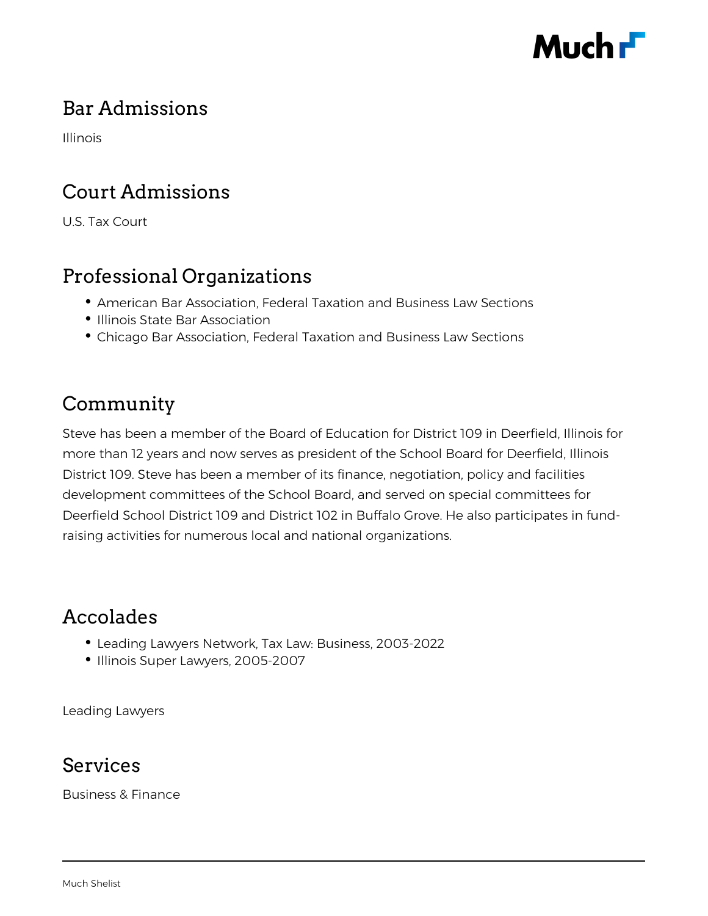## Bar Admissions

Illinois

## Court Admissions

U.S. Tax Court

## Professional Organizations

- American Bar Association, Federal Taxation and Business Law Sections
- Illinois State Bar Association
- Chicago Bar Association, Federal Taxation and Business Law Sections

## Community

Steve has been a member of the Board of Education for District 109 in Deerfield, Illinois for more than 12 years and now serves as president of the School Board for Deerfield, Illinois District 109. Steve has been a member of its finance, negotiation, policy and facilities development committees of the School Board, and served on special committees for Deerfield School District 109 and District 102 in Buffalo Grove. He also participates in fund-raising activities for numerous local and national organizations.

## Accolades

- Leading Lawyers Network, Tax Law: Business, 2003-2022
- Illinois Super Lawyers, 2005-2007

Leading Lawyers

## Services

Business & Finance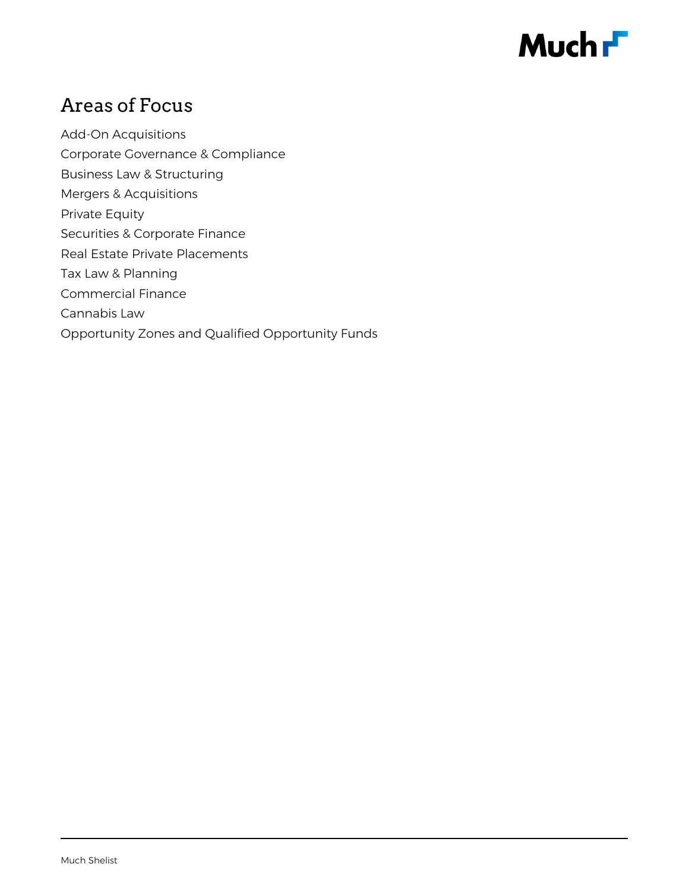## Areas of Focus

Add-On Acquisitions
Corporate Governance & Compliance
Business Law & Structuring
Mergers & Acquisitions
Private Equity
Securities & Corporate Finance
Real Estate Private Placements
Tax Law & Planning
Commercial Finance
Cannabis Law
Opportunity Zones and Qualified Opportunity Funds